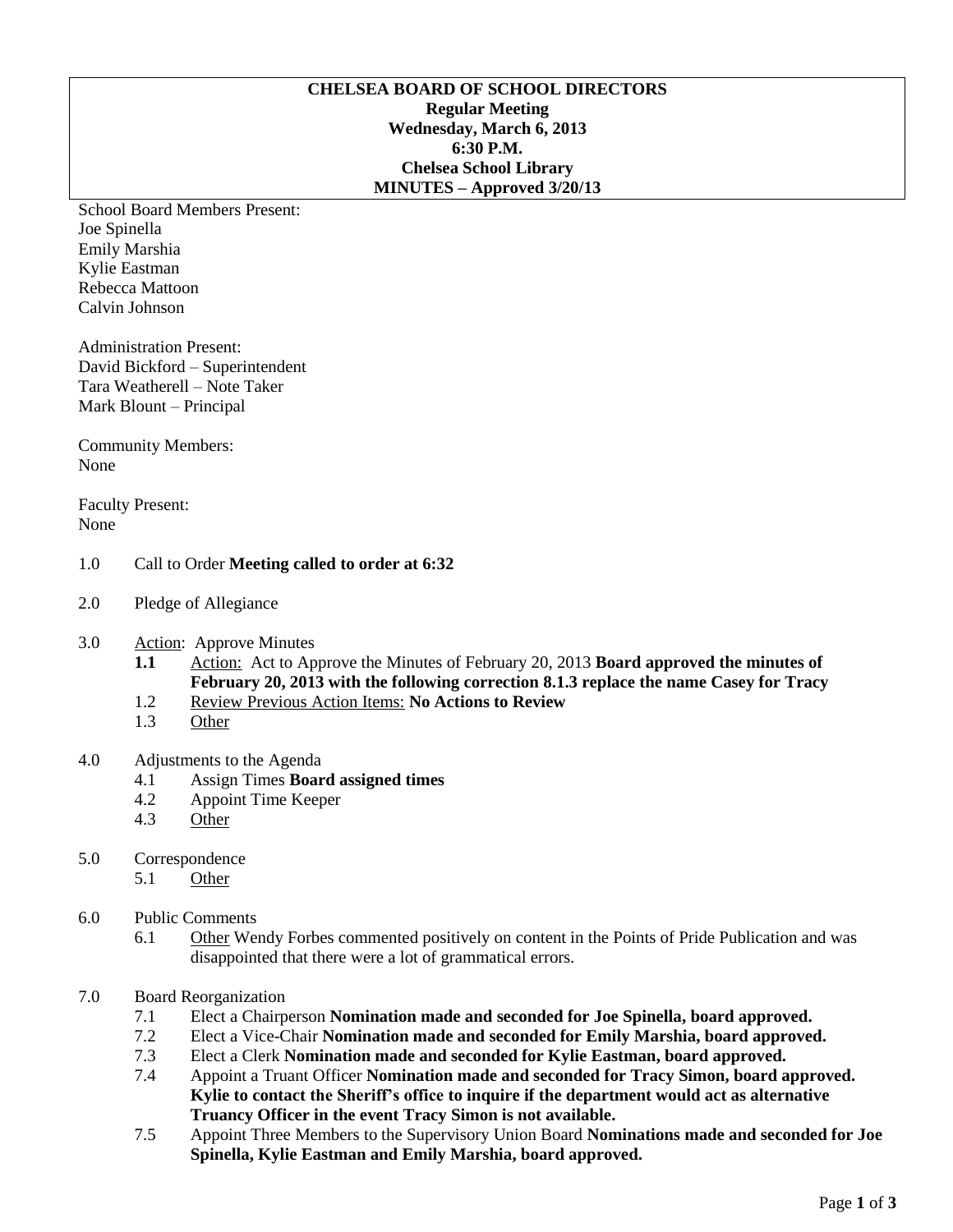# CHELSEA BOARD OF SCHOOL DIRECTORS

**Regular Meeting**
**Wednesday, March 6, 2013**
**6:30 P.M.**
**Chelsea School Library**
**MINUTES – Approved 3/20/13**

School Board Members Present:
Joe Spinella
Emily Marshia
Kylie Eastman
Rebecca Mattoon
Calvin Johnson

Administration Present:
David Bickford – Superintendent
Tara Weatherell – Note Taker
Mark Blount – Principal

Community Members:
None

Faculty Present:
None

1.0 Call to Order **Meeting called to order at 6:32**

2.0 Pledge of Allegiance

3.0 Action: Approve Minutes
- **1.1** Action: Act to Approve the Minutes of February 20, 2013 **Board approved the minutes of February 20, 2013 with the following correction 8.1.3 replace the name Casey for Tracy**
- 1.2 Review Previous Action Items: **No Actions to Review**
- 1.3 Other

4.0 Adjustments to the Agenda
- 4.1 Assign Times **Board assigned times**
- 4.2 Appoint Time Keeper
- 4.3 Other

5.0 Correspondence
- 5.1 Other

6.0 Public Comments
- 6.1 Other Wendy Forbes commented positively on content in the Points of Pride Publication and was disappointed that there were a lot of grammatical errors.

7.0 Board Reorganization
- 7.1 Elect a Chairperson **Nomination made and seconded for Joe Spinella, board approved.**
- 7.2 Elect a Vice-Chair **Nomination made and seconded for Emily Marshia, board approved.**
- 7.3 Elect a Clerk **Nomination made and seconded for Kylie Eastman, board approved.**
- 7.4 Appoint a Truant Officer **Nomination made and seconded for Tracy Simon, board approved. Kylie to contact the Sheriff's office to inquire if the department would act as alternative Truancy Officer in the event Tracy Simon is not available.**
- 7.5 Appoint Three Members to the Supervisory Union Board **Nominations made and seconded for Joe Spinella, Kylie Eastman and Emily Marshia, board approved.**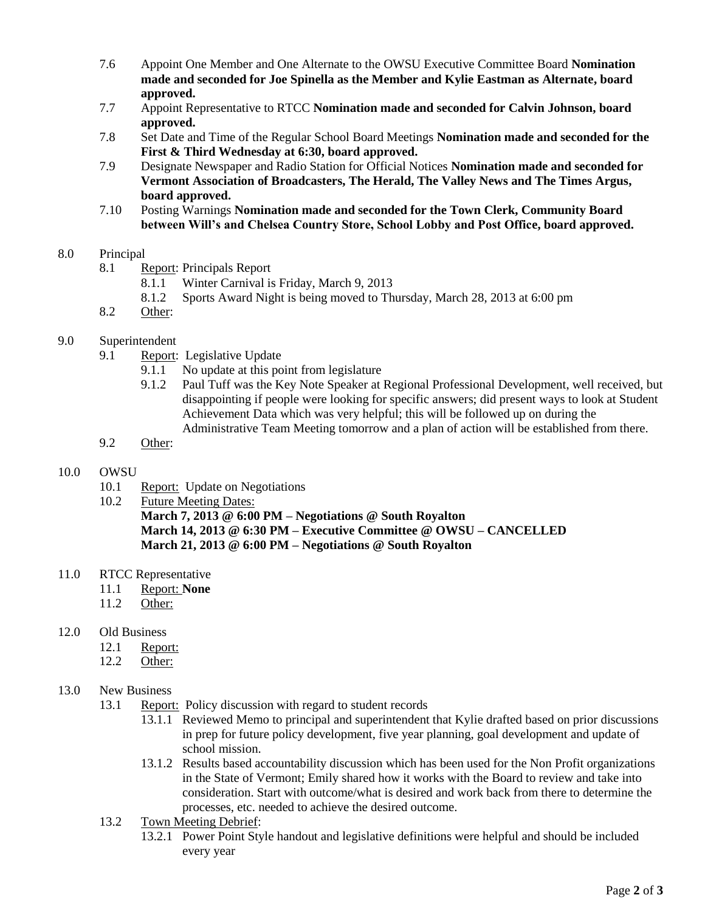- 7.6 Appoint One Member and One Alternate to the OWSU Executive Committee Board **Nomination made and seconded for Joe Spinella as the Member and Kylie Eastman as Alternate, board approved.**
- 7.7 Appoint Representative to RTCC **Nomination made and seconded for Calvin Johnson, board approved.**
- 7.8 Set Date and Time of the Regular School Board Meetings **Nomination made and seconded for the First & Third Wednesday at 6:30, board approved.**
- 7.9 Designate Newspaper and Radio Station for Official Notices **Nomination made and seconded for Vermont Association of Broadcasters, The Herald, The Valley News and The Times Argus, board approved.**
- 7.10 Posting Warnings **Nomination made and seconded for the Town Clerk, Community Board between Will's and Chelsea Country Store, School Lobby and Post Office, board approved.**

8.0 Principal

- 8.1 Report: Principals Report
  - 8.1.1 Winter Carnival is Friday, March 9, 2013
  - 8.1.2 Sports Award Night is being moved to Thursday, March 28, 2013 at 6:00 pm
- 8.2 Other:

9.0 Superintendent

- 9.1 Report: Legislative Update
  - 9.1.1 No update at this point from legislature
  - 9.1.2 Paul Tuff was the Key Note Speaker at Regional Professional Development, well received, but disappointing if people were looking for specific answers; did present ways to look at Student Achievement Data which was very helpful; this will be followed up on during the Administrative Team Meeting tomorrow and a plan of action will be established from there.
- 9.2 Other:

10.0 OWSU

- 10.1 Report: Update on Negotiations
- 10.2 Future Meeting Dates:

  **March 7, 2013 @ 6:00 PM – Negotiations @ South Royalton**
  **March 14, 2013 @ 6:30 PM – Executive Committee @ OWSU – CANCELLED**
  **March 21, 2013 @ 6:00 PM – Negotiations @ South Royalton**

11.0 RTCC Representative

- 11.1 Report: **None**
- 11.2 Other:

12.0 Old Business

- 12.1 Report:
- 12.2 Other:

13.0 New Business

- 13.1 Report: Policy discussion with regard to student records
  - 13.1.1 Reviewed Memo to principal and superintendent that Kylie drafted based on prior discussions in prep for future policy development, five year planning, goal development and update of school mission.
  - 13.1.2 Results based accountability discussion which has been used for the Non Profit organizations in the State of Vermont; Emily shared how it works with the Board to review and take into consideration. Start with outcome/what is desired and work back from there to determine the processes, etc. needed to achieve the desired outcome.
- 13.2 Town Meeting Debrief:
  - 13.2.1 Power Point Style handout and legislative definitions were helpful and should be included every year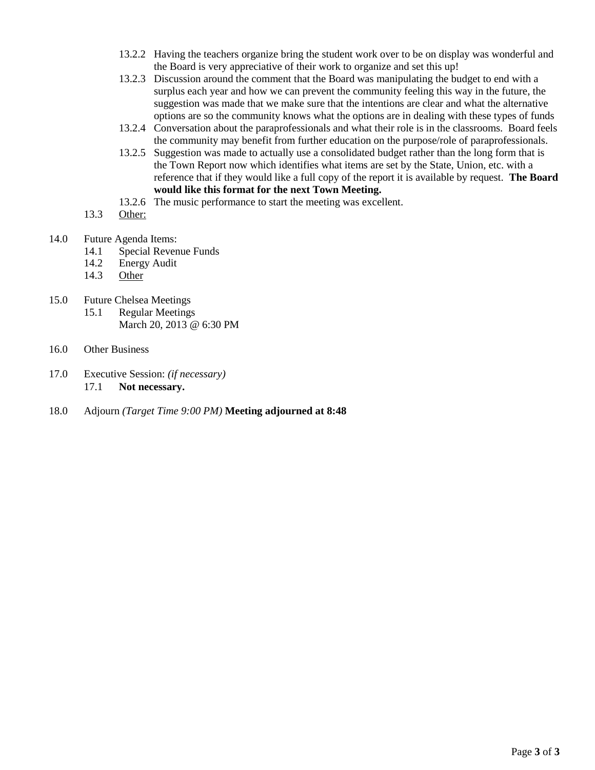13.2.2 Having the teachers organize bring the student work over to be on display was wonderful and the Board is very appreciative of their work to organize and set this up!

13.2.3 Discussion around the comment that the Board was manipulating the budget to end with a surplus each year and how we can prevent the community feeling this way in the future, the suggestion was made that we make sure that the intentions are clear and what the alternative options are so the community knows what the options are in dealing with these types of funds

13.2.4 Conversation about the paraprofessionals and what their role is in the classrooms. Board feels the community may benefit from further education on the purpose/role of paraprofessionals.

13.2.5 Suggestion was made to actually use a consolidated budget rather than the long form that is the Town Report now which identifies what items are set by the State, Union, etc. with a reference that if they would like a full copy of the report it is available by request. **The Board would like this format for the next Town Meeting.**

13.2.6 The music performance to start the meeting was excellent.

13.3 Other:

14.0 Future Agenda Items:

- 14.1 Special Revenue Funds
- 14.2 Energy Audit
- 14.3 Other

15.0 Future Chelsea Meetings

15.1 Regular Meetings
March 20, 2013 @ 6:30 PM

16.0 Other Business

17.0 Executive Session: *(if necessary)*

17.1 **Not necessary.**

18.0 Adjourn *(Target Time 9:00 PM)* **Meeting adjourned at 8:48**